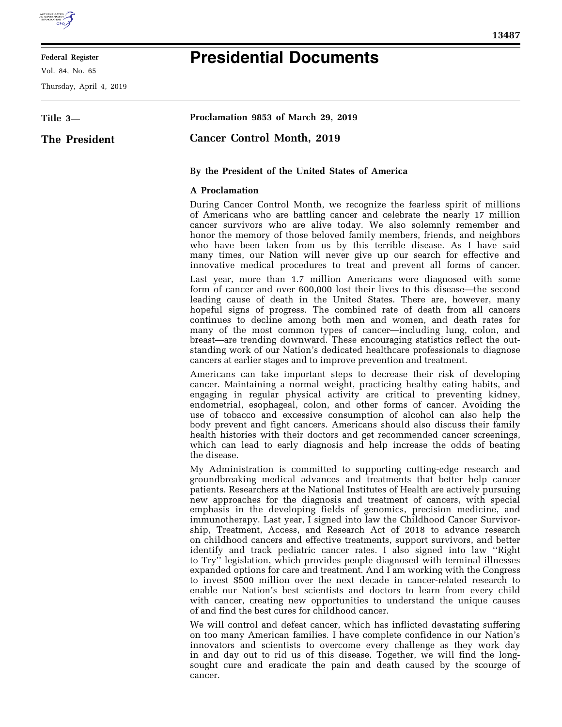# Presidential Documents

Title 3—

The President

**Proclamation 9853 of March 29, 2019**

## Cancer Control Month, 2019

**By the President of the United States of America**

**A Proclamation**

During Cancer Control Month, we recognize the fearless spirit of millions of Americans who are battling cancer and celebrate the nearly 17 million cancer survivors who are alive today. We also solemnly remember and honor the memory of those beloved family members, friends, and neighbors who have been taken from us by this terrible disease. As I have said many times, our Nation will never give up our search for effective and innovative medical procedures to treat and prevent all forms of cancer.

Last year, more than 1.7 million Americans were diagnosed with some form of cancer and over 600,000 lost their lives to this disease—the second leading cause of death in the United States. There are, however, many hopeful signs of progress. The combined rate of death from all cancers continues to decline among both men and women, and death rates for many of the most common types of cancer—including lung, colon, and breast—are trending downward. These encouraging statistics reflect the outstanding work of our Nation's dedicated healthcare professionals to diagnose cancers at earlier stages and to improve prevention and treatment.

Americans can take important steps to decrease their risk of developing cancer. Maintaining a normal weight, practicing healthy eating habits, and engaging in regular physical activity are critical to preventing kidney, endometrial, esophageal, colon, and other forms of cancer. Avoiding the use of tobacco and excessive consumption of alcohol can also help the body prevent and fight cancers. Americans should also discuss their family health histories with their doctors and get recommended cancer screenings, which can lead to early diagnosis and help increase the odds of beating the disease.

My Administration is committed to supporting cutting-edge research and groundbreaking medical advances and treatments that better help cancer patients. Researchers at the National Institutes of Health are actively pursuing new approaches for the diagnosis and treatment of cancers, with special emphasis in the developing fields of genomics, precision medicine, and immunotherapy. Last year, I signed into law the Childhood Cancer Survivorship, Treatment, Access, and Research Act of 2018 to advance research on childhood cancers and effective treatments, support survivors, and better identify and track pediatric cancer rates. I also signed into law "Right to Try" legislation, which provides people diagnosed with terminal illnesses expanded options for care and treatment. And I am working with the Congress to invest $500 million over the next decade in cancer-related research to enable our Nation's best scientists and doctors to learn from every child with cancer, creating new opportunities to understand the unique causes of and find the best cures for childhood cancer.

We will control and defeat cancer, which has inflicted devastating suffering on too many American families. I have complete confidence in our Nation's innovators and scientists to overcome every challenge as they work day in and day out to rid us of this disease. Together, we will find the long-sought cure and eradicate the pain and death caused by the scourge of cancer.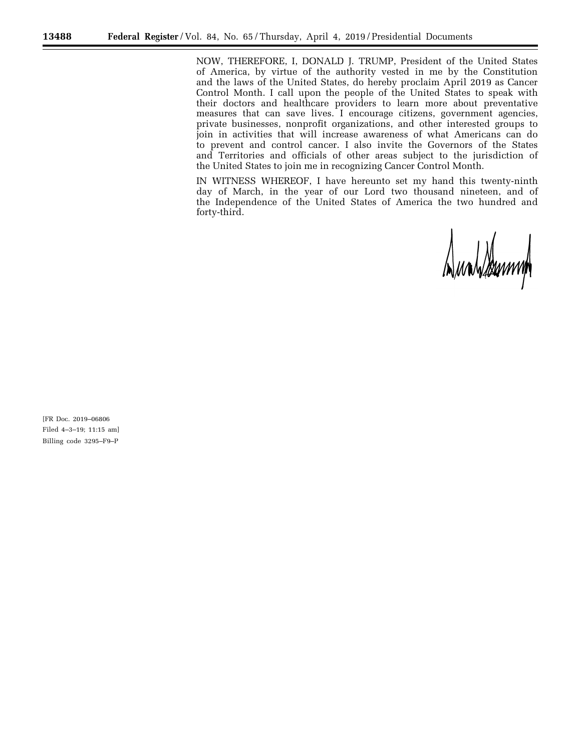NOW, THEREFORE, I, DONALD J. TRUMP, President of the United States of America, by virtue of the authority vested in me by the Constitution and the laws of the United States, do hereby proclaim April 2019 as Cancer Control Month. I call upon the people of the United States to speak with their doctors and healthcare providers to learn more about preventative measures that can save lives. I encourage citizens, government agencies, private businesses, nonprofit organizations, and other interested groups to join in activities that will increase awareness of what Americans can do to prevent and control cancer. I also invite the Governors of the States and Territories and officials of other areas subject to the jurisdiction of the United States to join me in recognizing Cancer Control Month.

IN WITNESS WHEREOF, I have hereunto set my hand this twenty-ninth day of March, in the year of our Lord two thousand nineteen, and of the Independence of the United States of America the two hundred and forty-third.

[FR Doc. 2019–06806
Filed 4–3–19; 11:15 am]
Billing code 3295–F9–P